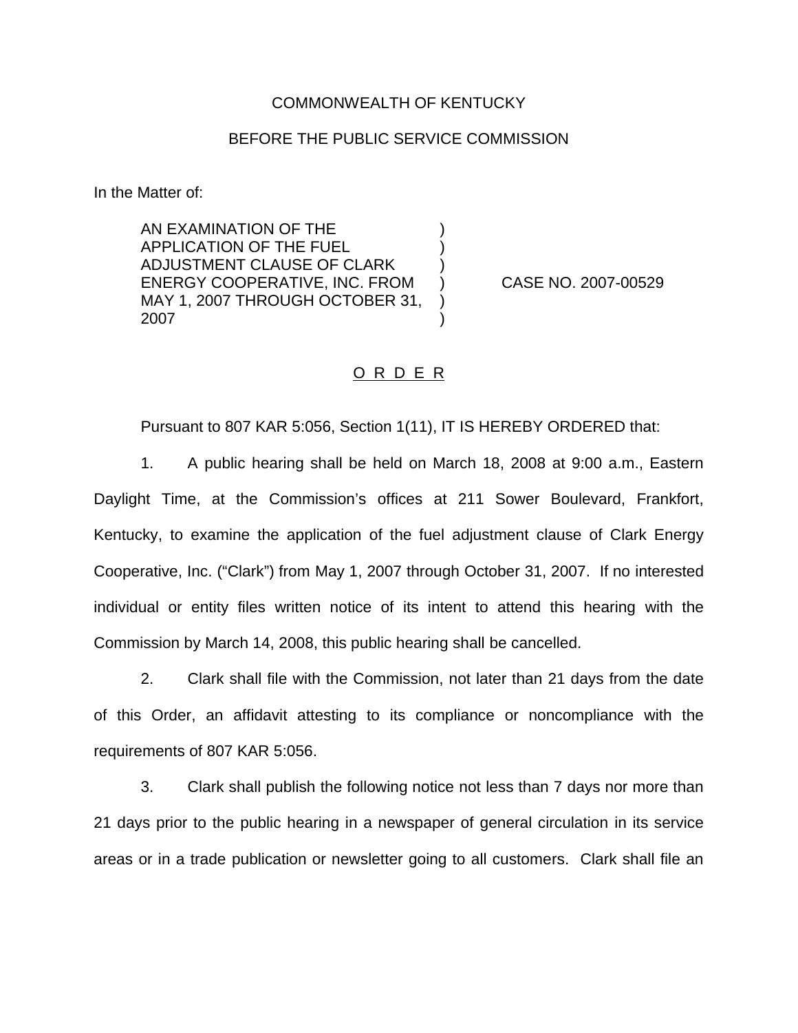COMMONWEALTH OF KENTUCKY

BEFORE THE PUBLIC SERVICE COMMISSION

In the Matter of:

| | | |
|---|---|---|
| AN EXAMINATION OF THE APPLICATION OF THE FUEL ADJUSTMENT CLAUSE OF CLARK ENERGY COOPERATIVE, INC. FROM MAY 1, 2007 THROUGH OCTOBER 31, 2007 | ) | CASE NO. 2007-00529 |

O R D E R

Pursuant to 807 KAR 5:056, Section 1(11), IT IS HEREBY ORDERED that:

1. A public hearing shall be held on March 18, 2008 at 9:00 a.m., Eastern Daylight Time, at the Commission's offices at 211 Sower Boulevard, Frankfort, Kentucky, to examine the application of the fuel adjustment clause of Clark Energy Cooperative, Inc. ("Clark") from May 1, 2007 through October 31, 2007. If no interested individual or entity files written notice of its intent to attend this hearing with the Commission by March 14, 2008, this public hearing shall be cancelled.

2. Clark shall file with the Commission, not later than 21 days from the date of this Order, an affidavit attesting to its compliance or noncompliance with the requirements of 807 KAR 5:056.

3. Clark shall publish the following notice not less than 7 days nor more than 21 days prior to the public hearing in a newspaper of general circulation in its service areas or in a trade publication or newsletter going to all customers. Clark shall file an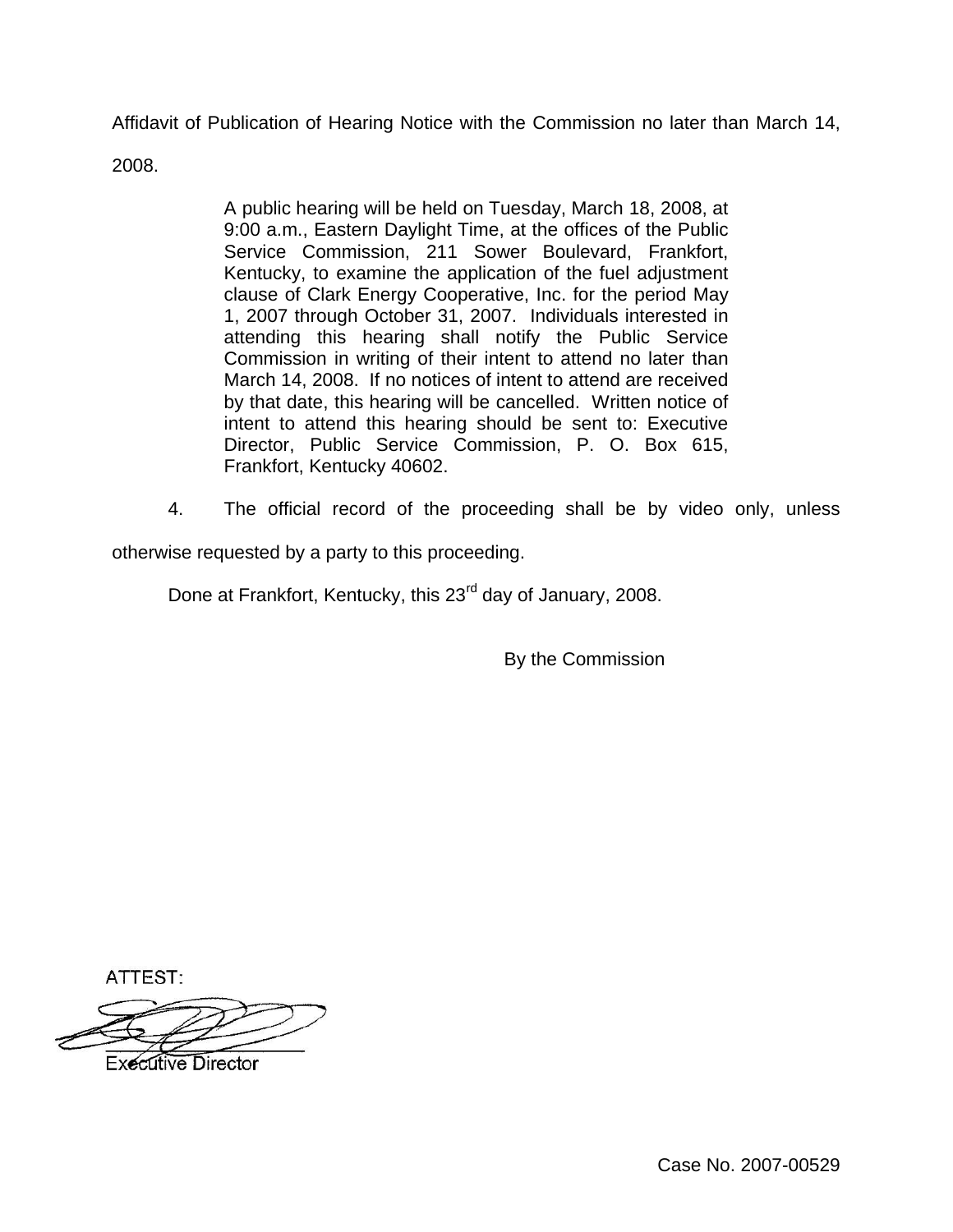Affidavit of Publication of Hearing Notice with the Commission no later than March 14, 2008.

> A public hearing will be held on Tuesday, March 18, 2008, at 9:00 a.m., Eastern Daylight Time, at the offices of the Public Service Commission, 211 Sower Boulevard, Frankfort, Kentucky, to examine the application of the fuel adjustment clause of Clark Energy Cooperative, Inc. for the period May 1, 2007 through October 31, 2007. Individuals interested in attending this hearing shall notify the Public Service Commission in writing of their intent to attend no later than March 14, 2008. If no notices of intent to attend are received by that date, this hearing will be cancelled. Written notice of intent to attend this hearing should be sent to: Executive Director, Public Service Commission, P. O. Box 615, Frankfort, Kentucky 40602.

4. The official record of the proceeding shall be by video only, unless otherwise requested by a party to this proceeding.

Done at Frankfort, Kentucky, this 23rd day of January, 2008.

By the Commission

ATTEST:

Executive Director

Case No. 2007-00529